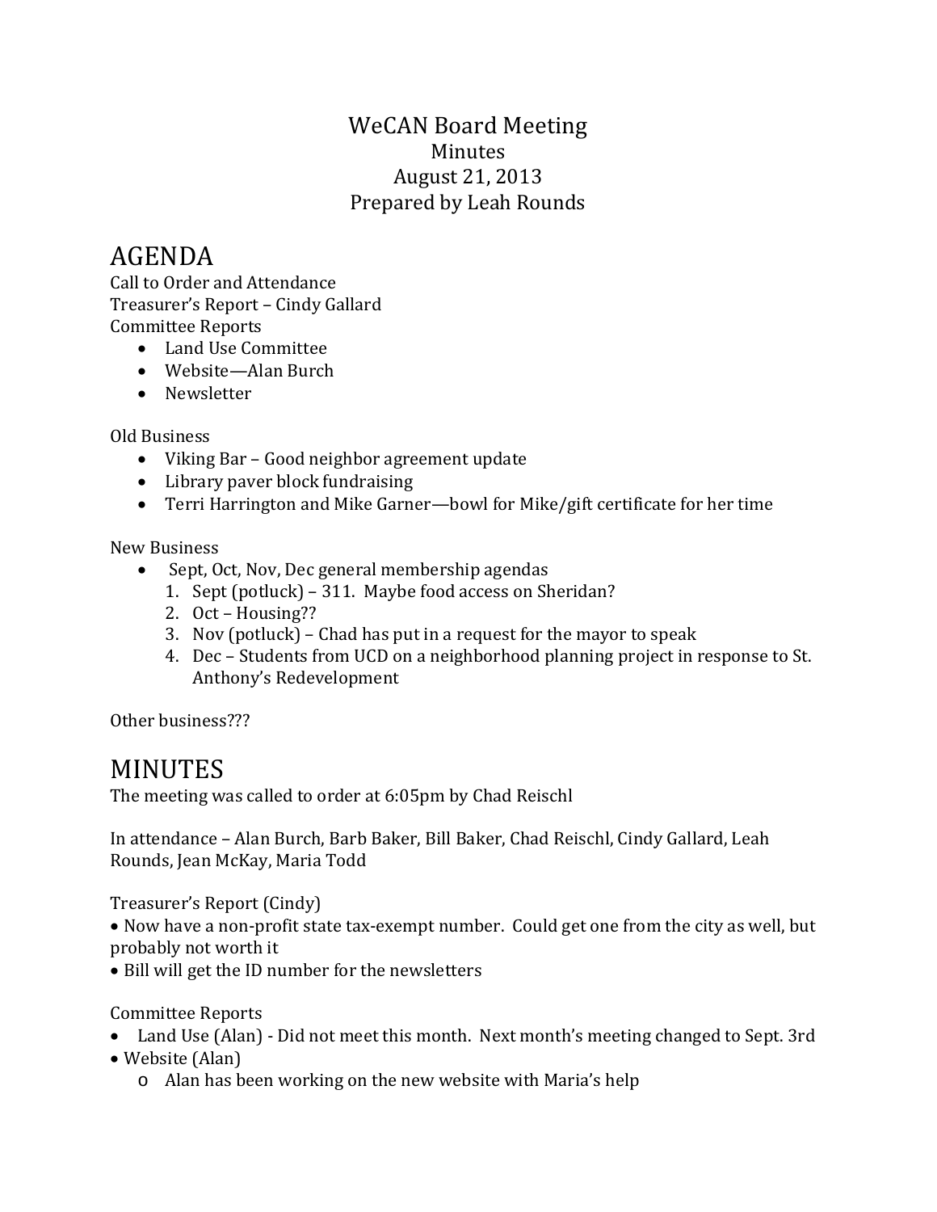WeCAN Board Meeting
Minutes
August 21, 2013
Prepared by Leah Rounds

# AGENDA

Call to Order and Attendance
Treasurer's Report – Cindy Gallard
Committee Reports

- Land Use Committee
- Website—Alan Burch
- Newsletter

Old Business

- Viking Bar – Good neighbor agreement update
- Library paver block fundraising
- Terri Harrington and Mike Garner—bowl for Mike/gift certificate for her time

New Business

- Sept, Oct, Nov, Dec general membership agendas
  1. Sept (potluck) – 311. Maybe food access on Sheridan?
  2. Oct – Housing??
  3. Nov (potluck) – Chad has put in a request for the mayor to speak
  4. Dec – Students from UCD on a neighborhood planning project in response to St. Anthony's Redevelopment

Other business???

# MINUTES

The meeting was called to order at 6:05pm by Chad Reischl

In attendance – Alan Burch, Barb Baker, Bill Baker, Chad Reischl, Cindy Gallard, Leah Rounds, Jean McKay, Maria Todd

Treasurer's Report (Cindy)

- Now have a non-profit state tax-exempt number. Could get one from the city as well, but probably not worth it
- Bill will get the ID number for the newsletters

Committee Reports

- Land Use (Alan) - Did not meet this month. Next month's meeting changed to Sept. 3rd
- Website (Alan)
  - Alan has been working on the new website with Maria's help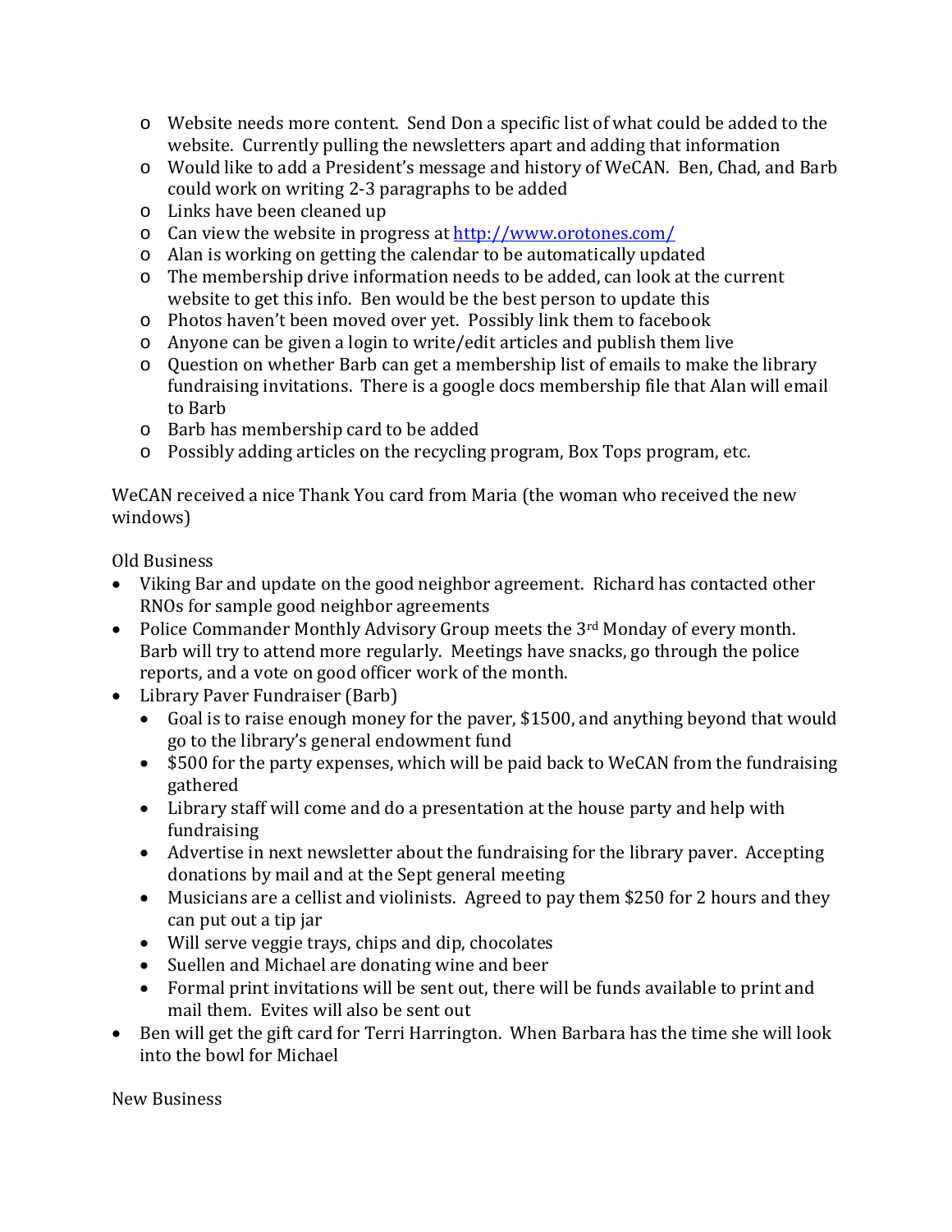- Website needs more content. Send Don a specific list of what could be added to the website. Currently pulling the newsletters apart and adding that information
- Would like to add a President's message and history of WeCAN. Ben, Chad, and Barb could work on writing 2-3 paragraphs to be added
- Links have been cleaned up
- Can view the website in progress at [http://www.orotones.com/](http://www.orotones.com/)
- Alan is working on getting the calendar to be automatically updated
- The membership drive information needs to be added, can look at the current website to get this info. Ben would be the best person to update this
- Photos haven't been moved over yet. Possibly link them to facebook
- Anyone can be given a login to write/edit articles and publish them live
- Question on whether Barb can get a membership list of emails to make the library fundraising invitations. There is a google docs membership file that Alan will email to Barb
- Barb has membership card to be added
- Possibly adding articles on the recycling program, Box Tops program, etc.

WeCAN received a nice Thank You card from Maria (the woman who received the new windows)

Old Business

- Viking Bar and update on the good neighbor agreement. Richard has contacted other RNOs for sample good neighbor agreements
- Police Commander Monthly Advisory Group meets the 3rd Monday of every month. Barb will try to attend more regularly. Meetings have snacks, go through the police reports, and a vote on good officer work of the month.
- Library Paver Fundraiser (Barb)
  - Goal is to raise enough money for the paver, $1500, and anything beyond that would go to the library's general endowment fund
  - $500 for the party expenses, which will be paid back to WeCAN from the fundraising gathered
  - Library staff will come and do a presentation at the house party and help with fundraising
  - Advertise in next newsletter about the fundraising for the library paver. Accepting donations by mail and at the Sept general meeting
  - Musicians are a cellist and violinists. Agreed to pay them $250 for 2 hours and they can put out a tip jar
  - Will serve veggie trays, chips and dip, chocolates
  - Suellen and Michael are donating wine and beer
  - Formal print invitations will be sent out, there will be funds available to print and mail them. Evites will also be sent out
- Ben will get the gift card for Terri Harrington. When Barbara has the time she will look into the bowl for Michael

New Business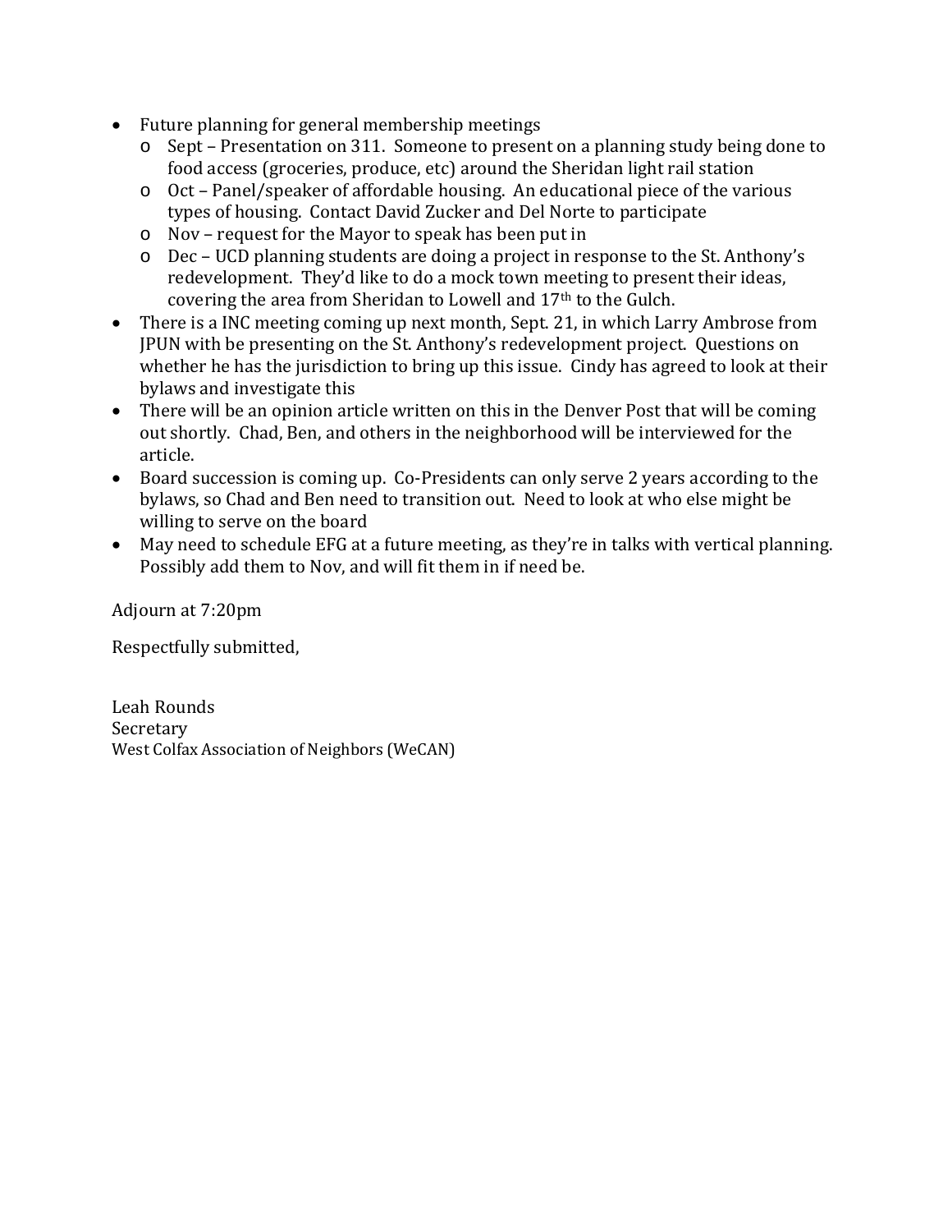- Future planning for general membership meetings
  - Sept – Presentation on 311. Someone to present on a planning study being done to food access (groceries, produce, etc) around the Sheridan light rail station
  - Oct – Panel/speaker of affordable housing. An educational piece of the various types of housing. Contact David Zucker and Del Norte to participate
  - Nov – request for the Mayor to speak has been put in
  - Dec – UCD planning students are doing a project in response to the St. Anthony's redevelopment. They'd like to do a mock town meeting to present their ideas, covering the area from Sheridan to Lowell and 17th to the Gulch.
- There is a INC meeting coming up next month, Sept. 21, in which Larry Ambrose from JPUN with be presenting on the St. Anthony's redevelopment project. Questions on whether he has the jurisdiction to bring up this issue. Cindy has agreed to look at their bylaws and investigate this
- There will be an opinion article written on this in the Denver Post that will be coming out shortly. Chad, Ben, and others in the neighborhood will be interviewed for the article.
- Board succession is coming up. Co-Presidents can only serve 2 years according to the bylaws, so Chad and Ben need to transition out. Need to look at who else might be willing to serve on the board
- May need to schedule EFG at a future meeting, as they're in talks with vertical planning. Possibly add them to Nov, and will fit them in if need be.

Adjourn at 7:20pm

Respectfully submitted,

Leah Rounds
Secretary
West Colfax Association of Neighbors (WeCAN)